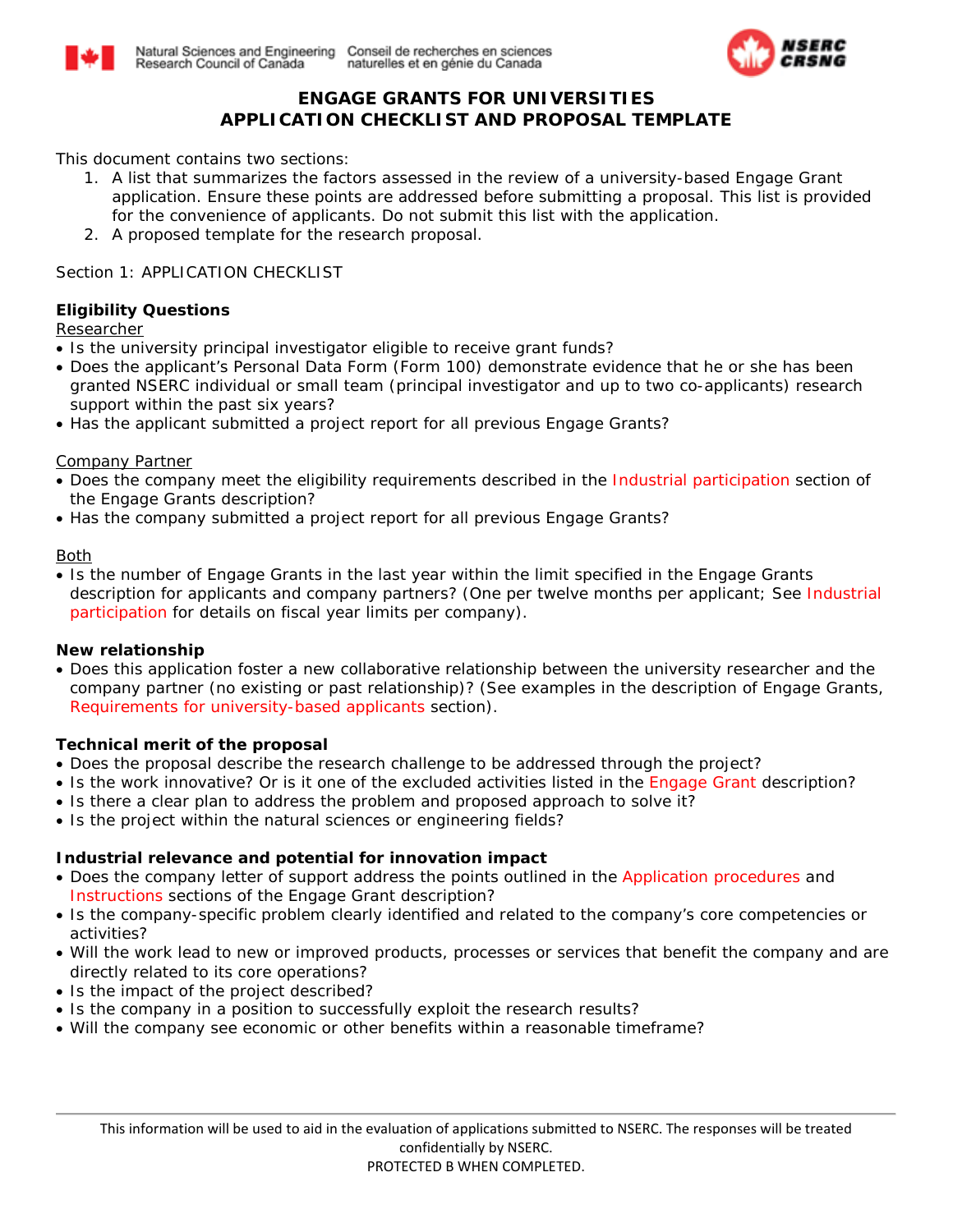# ENGAGE GRANTS FOR UNIVERSITIES
# APPLICATION CHECKLIST AND PROPOSAL TEMPLATE

This document contains two sections:

1. A list that summarizes the factors assessed in the review of a university-based Engage Grant application. Ensure these points are addressed before submitting a proposal. This list is provided for the convenience of applicants. Do not submit this list with the application.
2. A proposed template for the research proposal.

Section 1: APPLICATION CHECKLIST

**Eligibility Questions**

Researcher

- Is the university principal investigator eligible to receive grant funds?
- Does the applicant's Personal Data Form (Form 100) demonstrate evidence that he or she has been granted NSERC individual or small team (principal investigator and up to two co-applicants) research support within the past six years?
- Has the applicant submitted a project report for all previous Engage Grants?

Company Partner

- Does the company meet the eligibility requirements described in the Industrial participation section of the Engage Grants description?
- Has the company submitted a project report for all previous Engage Grants?

Both

- Is the number of Engage Grants in the last year within the limit specified in the Engage Grants description for applicants and company partners? (One per twelve months per applicant; See Industrial participation for details on fiscal year limits per company).

**New relationship**

- Does this application foster a new collaborative relationship between the university researcher and the company partner (no existing or past relationship)? (See examples in the description of Engage Grants, Requirements for university-based applicants section).

**Technical merit of the proposal**

- Does the proposal describe the research challenge to be addressed through the project?
- Is the work innovative? Or is it one of the excluded activities listed in the Engage Grant description?
- Is there a clear plan to address the problem and proposed approach to solve it?
- Is the project within the natural sciences or engineering fields?

**Industrial relevance and potential for innovation impact**

- Does the company letter of support address the points outlined in the Application procedures and Instructions sections of the Engage Grant description?
- Is the company-specific problem clearly identified and related to the company's core competencies or activities?
- Will the work lead to new or improved products, processes or services that benefit the company and are directly related to its core operations?
- Is the impact of the project described?
- Is the company in a position to successfully exploit the research results?
- Will the company see economic or other benefits within a reasonable timeframe?

This information will be used to aid in the evaluation of applications submitted to NSERC. The responses will be treated confidentially by NSERC.
PROTECTED B WHEN COMPLETED.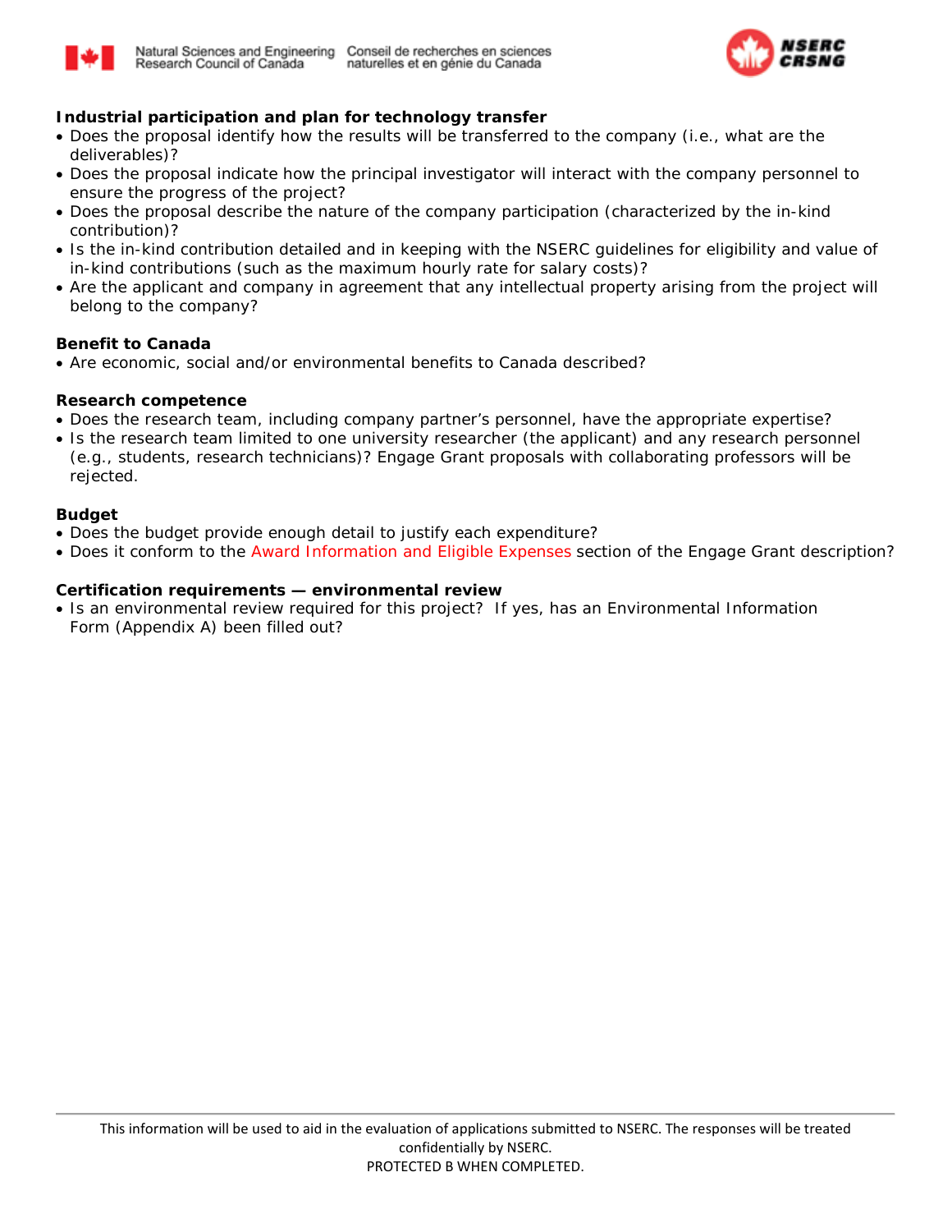**Industrial participation and plan for technology transfer**

- Does the proposal identify how the results will be transferred to the company (i.e., what are the deliverables)?
- Does the proposal indicate how the principal investigator will interact with the company personnel to ensure the progress of the project?
- Does the proposal describe the nature of the company participation (characterized by the in-kind contribution)?
- Is the in-kind contribution detailed and in keeping with the NSERC guidelines for eligibility and value of in-kind contributions (such as the maximum hourly rate for salary costs)?
- Are the applicant and company in agreement that any intellectual property arising from the project will belong to the company?

**Benefit to Canada**

- Are economic, social and/or environmental benefits to Canada described?

**Research competence**

- Does the research team, including company partner's personnel, have the appropriate expertise?
- Is the research team limited to one university researcher (the applicant) and any research personnel (e.g., students, research technicians)? Engage Grant proposals with collaborating professors will be rejected.

**Budget**

- Does the budget provide enough detail to justify each expenditure?
- Does it conform to the Award Information and Eligible Expenses section of the Engage Grant description?

**Certification requirements — environmental review**

- Is an environmental review required for this project? If yes, has an Environmental Information Form (Appendix A) been filled out?

This information will be used to aid in the evaluation of applications submitted to NSERC. The responses will be treated confidentially by NSERC.
PROTECTED B WHEN COMPLETED.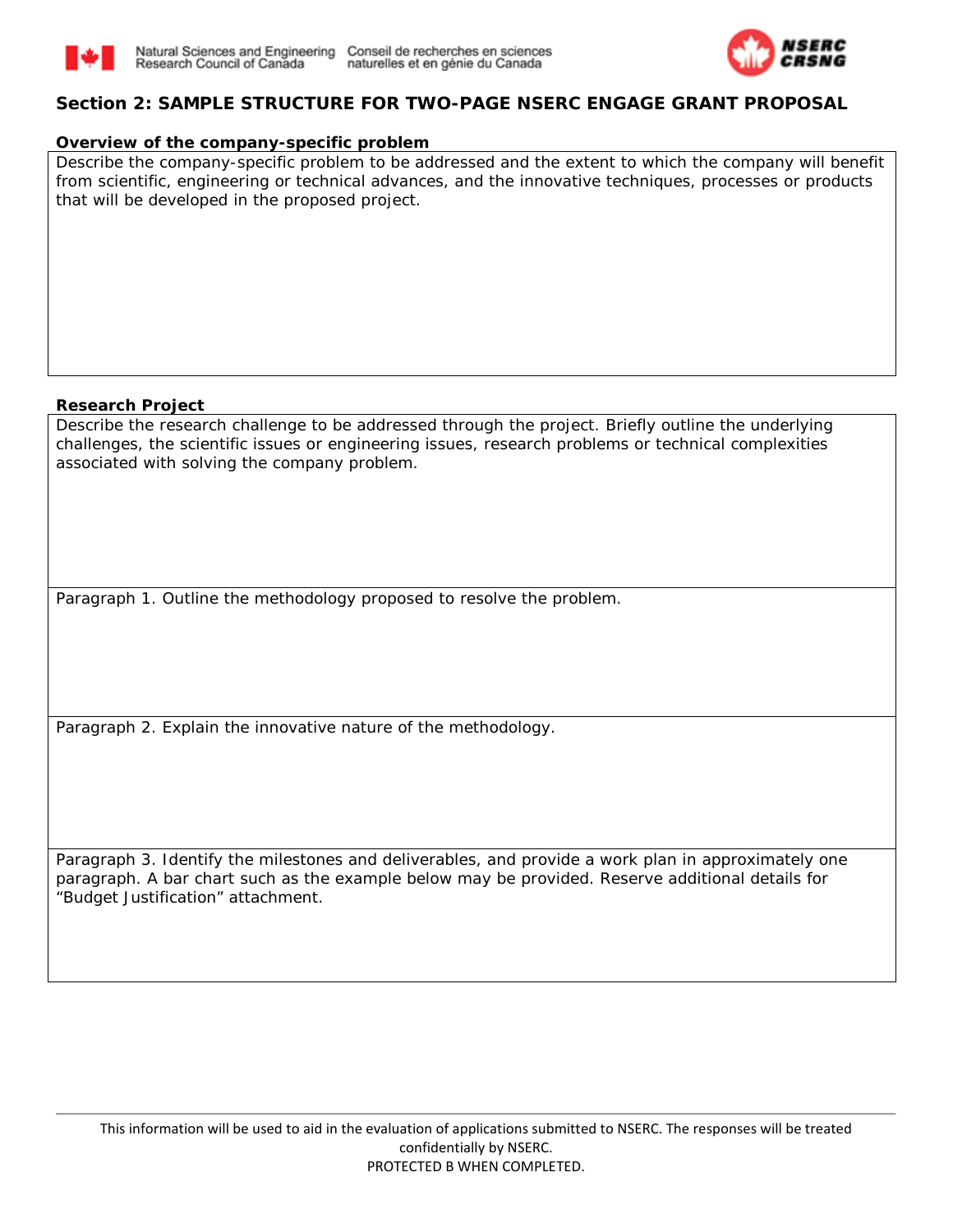## Section 2: SAMPLE STRUCTURE FOR TWO-PAGE NSERC ENGAGE GRANT PROPOSAL

### Overview of the company-specific problem

Describe the company-specific problem to be addressed and the extent to which the company will benefit from scientific, engineering or technical advances, and the innovative techniques, processes or products that will be developed in the proposed project.

### Research Project

Describe the research challenge to be addressed through the project. Briefly outline the underlying challenges, the scientific issues or engineering issues, research problems or technical complexities associated with solving the company problem.

Paragraph 1. Outline the methodology proposed to resolve the problem.

Paragraph 2. Explain the innovative nature of the methodology.

Paragraph 3. Identify the milestones and deliverables, and provide a work plan in approximately one paragraph. A bar chart such as the example below may be provided. Reserve additional details for "Budget Justification" attachment.

This information will be used to aid in the evaluation of applications submitted to NSERC. The responses will be treated confidentially by NSERC.
PROTECTED B WHEN COMPLETED.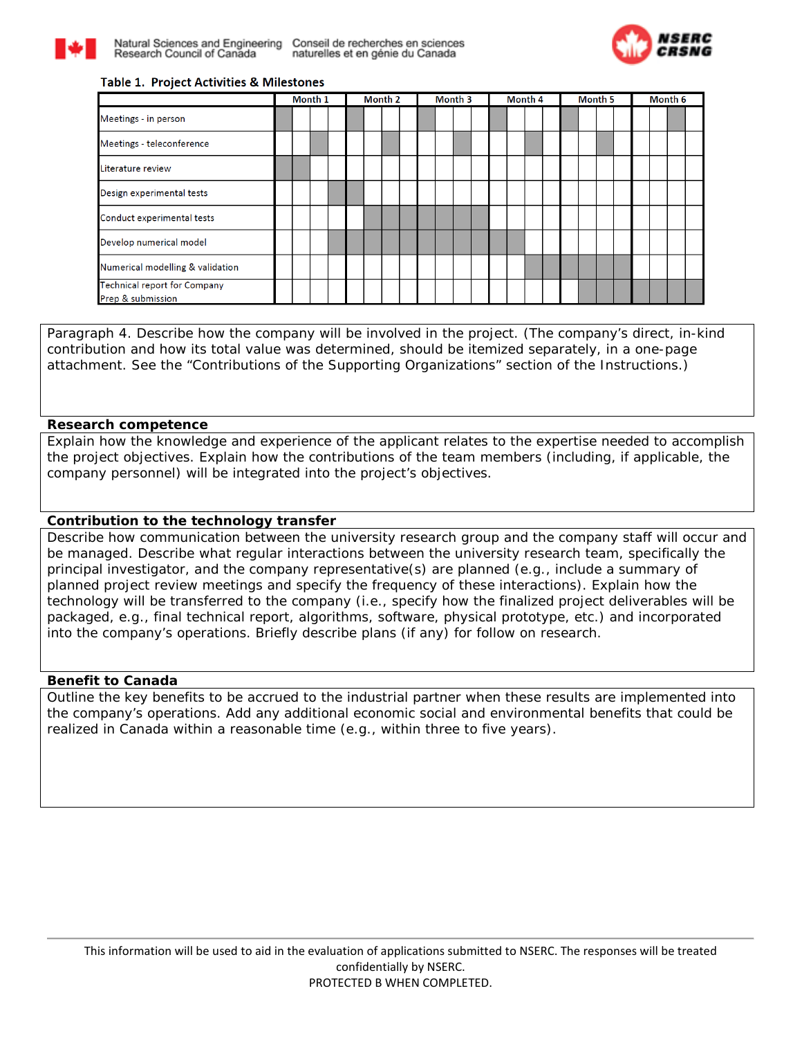**Table 1. Project Activities & Milestones**

| | Month 1 | | | | Month 2 | | | | Month 3 | | | | Month 4 | | | | Month 5 | | | | Month 6 | | | |
|---|---|---|---|---|---|---|---|---|---|---|---|---|---|---|---|---|---|---|---|---|---|---|---|---|
| Meetings - in person | ■ | | | | ■ | | | | ■ | | | | ■ | | | | ■ | | | | | | ■ | |
| Meetings - teleconference | | | ■ | | | | ■ | | | | ■ | | | | ■ | | | | ■ | | | | | |
| Literature review | ■ | ■ | | | | | | | | | | | | | | | | | | | | | | |
| Design experimental tests | | | | ■ | ■ | | | | | | | | | | | | | | | | | | | |
| Conduct experimental tests | | | | | | ■ | ■ | ■ | ■ | ■ | ■ | ■ | | | | | | | | | | | | |
| Develop numerical model | | | | ■ | ■ | ■ | ■ | ■ | ■ | ■ | ■ | ■ | ■ | ■ | | | | | | | | | | |
| Numerical modelling & validation | | | | | | | | | | | | | | | ■ | ■ | ■ | ■ | ■ | ■ | | | | |
| Technical report for Company Prep & submission | | | | | | | | | | | | | | | | | | ■ | ■ | ■ | ■ | ■ | ■ | ■ |

Paragraph 4. Describe how the company will be involved in the project. (The company's direct, in-kind contribution and how its total value was determined, should be itemized separately, in a one-page attachment. See the "Contributions of the Supporting Organizations" section of the Instructions.)

**Research competence**

Explain how the knowledge and experience of the applicant relates to the expertise needed to accomplish the project objectives. Explain how the contributions of the team members (including, if applicable, the company personnel) will be integrated into the project's objectives.

**Contribution to the technology transfer**

Describe how communication between the university research group and the company staff will occur and be managed. Describe what regular interactions between the university research team, specifically the principal investigator, and the company representative(s) are planned (e.g., include a summary of planned project review meetings and specify the frequency of these interactions). Explain how the technology will be transferred to the company (i.e., specify how the finalized project deliverables will be packaged, e.g., final technical report, algorithms, software, physical prototype, etc.) and incorporated into the company's operations. Briefly describe plans (if any) for follow on research.

**Benefit to Canada**

Outline the key benefits to be accrued to the industrial partner when these results are implemented into the company's operations. Add any additional economic social and environmental benefits that could be realized in Canada within a reasonable time (e.g., within three to five years).

This information will be used to aid in the evaluation of applications submitted to NSERC. The responses will be treated confidentially by NSERC.
PROTECTED B WHEN COMPLETED.